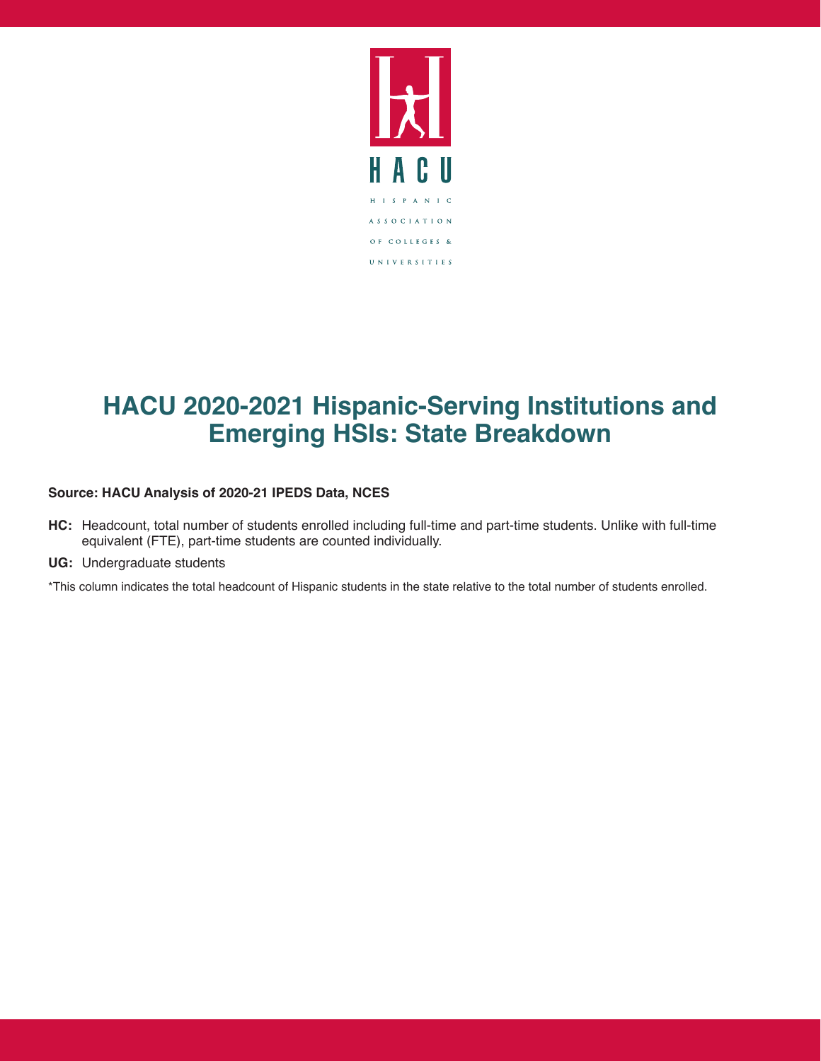HACU

HISPANIC ASSOCIATION OF COLLEGES & UNIVERSITIES

# HACU 2020-2021 Hispanic-Serving Institutions and Emerging HSIs: State Breakdown

**Source: HACU Analysis of 2020-21 IPEDS Data, NCES**

**HC:** Headcount, total number of students enrolled including full-time and part-time students. Unlike with full-time equivalent (FTE), part-time students are counted individually.

**UG:** Undergraduate students

*This column indicates the total headcount of Hispanic students in the state relative to the total number of students enrolled.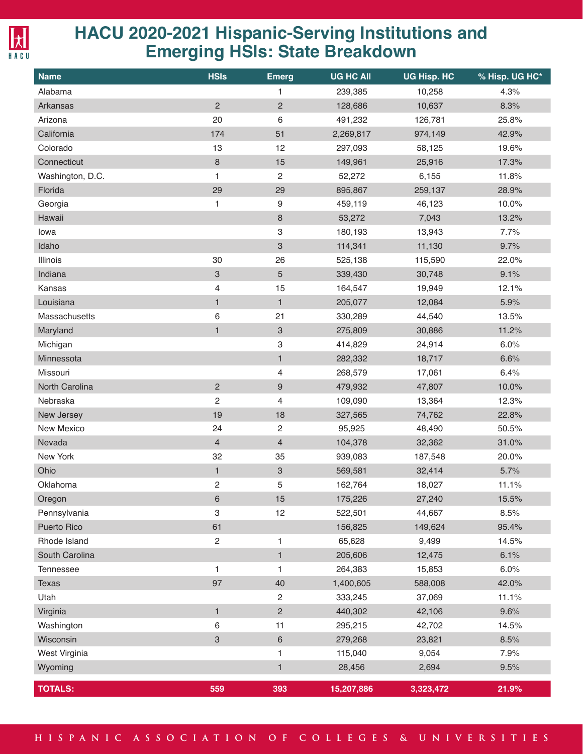# HACU 2020-2021 Hispanic-Serving Institutions and Emerging HSIs: State Breakdown

| Name | HSIs | Emerg | UG HC All | UG Hisp. HC | % Hisp. UG HC* |
|---|---|---|---|---|---|
| Alabama | | 1 | 239,385 | 10,258 | 4.3% |
| Arkansas | 2 | 2 | 128,686 | 10,637 | 8.3% |
| Arizona | 20 | 6 | 491,232 | 126,781 | 25.8% |
| California | 174 | 51 | 2,269,817 | 974,149 | 42.9% |
| Colorado | 13 | 12 | 297,093 | 58,125 | 19.6% |
| Connecticut | 8 | 15 | 149,961 | 25,916 | 17.3% |
| Washington, D.C. | 1 | 2 | 52,272 | 6,155 | 11.8% |
| Florida | 29 | 29 | 895,867 | 259,137 | 28.9% |
| Georgia | 1 | 9 | 459,119 | 46,123 | 10.0% |
| Hawaii | | 8 | 53,272 | 7,043 | 13.2% |
| Iowa | | 3 | 180,193 | 13,943 | 7.7% |
| Idaho | | 3 | 114,341 | 11,130 | 9.7% |
| Illinois | 30 | 26 | 525,138 | 115,590 | 22.0% |
| Indiana | 3 | 5 | 339,430 | 30,748 | 9.1% |
| Kansas | 4 | 15 | 164,547 | 19,949 | 12.1% |
| Louisiana | 1 | 1 | 205,077 | 12,084 | 5.9% |
| Massachusetts | 6 | 21 | 330,289 | 44,540 | 13.5% |
| Maryland | 1 | 3 | 275,809 | 30,886 | 11.2% |
| Michigan | | 3 | 414,829 | 24,914 | 6.0% |
| Minnessota | | 1 | 282,332 | 18,717 | 6.6% |
| Missouri | | 4 | 268,579 | 17,061 | 6.4% |
| North Carolina | 2 | 9 | 479,932 | 47,807 | 10.0% |
| Nebraska | 2 | 4 | 109,090 | 13,364 | 12.3% |
| New Jersey | 19 | 18 | 327,565 | 74,762 | 22.8% |
| New Mexico | 24 | 2 | 95,925 | 48,490 | 50.5% |
| Nevada | 4 | 4 | 104,378 | 32,362 | 31.0% |
| New York | 32 | 35 | 939,083 | 187,548 | 20.0% |
| Ohio | 1 | 3 | 569,581 | 32,414 | 5.7% |
| Oklahoma | 2 | 5 | 162,764 | 18,027 | 11.1% |
| Oregon | 6 | 15 | 175,226 | 27,240 | 15.5% |
| Pennsylvania | 3 | 12 | 522,501 | 44,667 | 8.5% |
| Puerto Rico | 61 | | 156,825 | 149,624 | 95.4% |
| Rhode Island | 2 | 1 | 65,628 | 9,499 | 14.5% |
| South Carolina | | 1 | 205,606 | 12,475 | 6.1% |
| Tennessee | 1 | 1 | 264,383 | 15,853 | 6.0% |
| Texas | 97 | 40 | 1,400,605 | 588,008 | 42.0% |
| Utah | | 2 | 333,245 | 37,069 | 11.1% |
| Virginia | 1 | 2 | 440,302 | 42,106 | 9.6% |
| Washington | 6 | 11 | 295,215 | 42,702 | 14.5% |
| Wisconsin | 3 | 6 | 279,268 | 23,821 | 8.5% |
| West Virginia | | 1 | 115,040 | 9,054 | 7.9% |
| Wyoming | | 1 | 28,456 | 2,694 | 9.5% |
| **TOTALS:** | **559** | **393** | **15,207,886** | **3,323,472** | **21.9%** |

HISPANIC ASSOCIATION OF COLLEGES & UNIVERSITIES